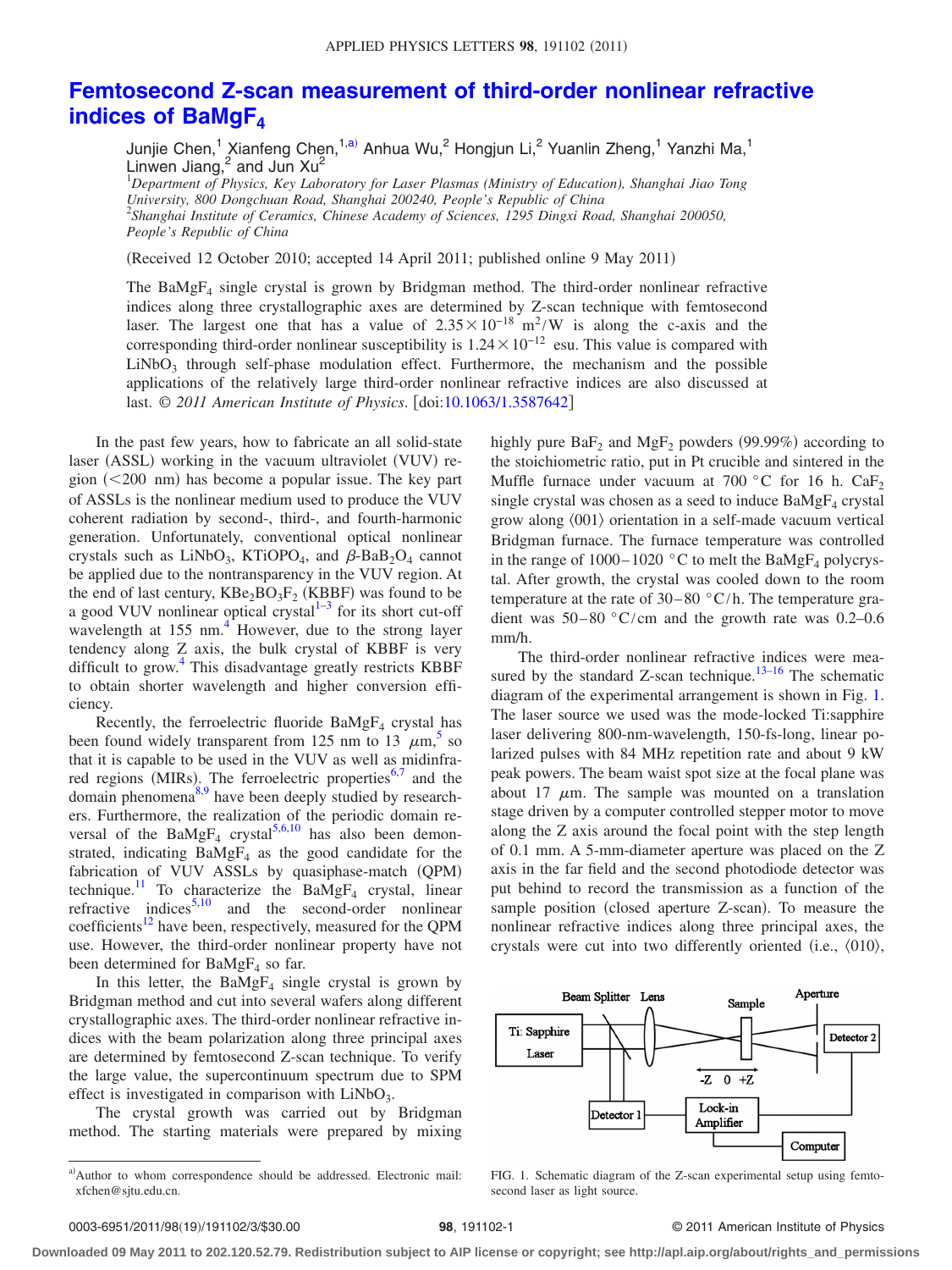# Femtosecond Z-scan measurement of third-order nonlinear refractive indices of $BaMgF_4$

Junjie Chen,[1] Xianfeng Chen,[1,a)] Anhua Wu,[2] Hongjun Li,[2] Yuanlin Zheng,[1] Yanzhi Ma,[1] Linwen Jiang,[2] and Jun Xu[2]

[1]*Department of Physics, Key Laboratory for Laser Plasmas (Ministry of Education), Shanghai Jiao Tong University, 800 Dongchuan Road, Shanghai 200240, People's Republic of China*

[2]*Shanghai Institute of Ceramics, Chinese Academy of Sciences, 1295 Dingxi Road, Shanghai 200050, People's Republic of China*

(Received 12 October 2010; accepted 14 April 2011; published online 9 May 2011)

The $BaMgF_4$ single crystal is grown by Bridgman method. The third-order nonlinear refractive indices along three crystallographic axes are determined by Z-scan technique with femtosecond laser. The largest one that has a value of $2.35\times10^{-18}$ $m^2/W$ is along the c-axis and the corresponding third-order nonlinear susceptibility is $1.24\times10^{-12}$ esu. This value is compared with $LiNbO_3$ through self-phase modulation effect. Furthermore, the mechanism and the possible applications of the relatively large third-order nonlinear refractive indices are also discussed at last. © *2011 American Institute of Physics*. [doi:10.1063/1.3587642]

In the past few years, how to fabricate an all solid-state laser (ASSL) working in the vacuum ultraviolet (VUV) region (<200 nm) has become a popular issue. The key part of ASSLs is the nonlinear medium used to produce the VUV coherent radiation by second-, third-, and fourth-harmonic generation. Unfortunately, conventional optical nonlinear crystals such as $LiNbO_3$, $KTiOPO_4$, and $\beta$-$BaB_2O_4$ cannot be applied due to the nontransparency in the VUV region. At the end of last century, $KBe_2BO_3F_2$ (KBBF) was found to be a good VUV nonlinear optical crystal[1–3] for its short cut-off wavelength at 155 nm.[4] However, due to the strong layer tendency along Z axis, the bulk crystal of KBBF is very difficult to grow.[4] This disadvantage greatly restricts KBBF to obtain shorter wavelength and higher conversion efficiency.

Recently, the ferroelectric fluoride $BaMgF_4$ crystal has been found widely transparent from 125 nm to 13 $\mu$m,[5] so that it is capable to be used in the VUV as well as midinfrared regions (MIRs). The ferroelectric properties[6,7] and the domain phenomena[8,9] have been deeply studied by researchers. Furthermore, the realization of the periodic domain reversal of the $BaMgF_4$ crystal[5,6,10] has also been demonstrated, indicating $BaMgF_4$ as the good candidate for the fabrication of VUV ASSLs by quasiphase-match (QPM) technique.[11] To characterize the $BaMgF_4$ crystal, linear refractive indices[5,10] and the second-order nonlinear coefficients[12] have been, respectively, measured for the QPM use. However, the third-order nonlinear property have not been determined for $BaMgF_4$ so far.

In this letter, the $BaMgF_4$ single crystal is grown by Bridgman method and cut into several wafers along different crystallographic axes. The third-order nonlinear refractive indices with the beam polarization along three principal axes are determined by femtosecond Z-scan technique. To verify the large value, the supercontinuum spectrum due to SPM effect is investigated in comparison with $LiNbO_3$.

The crystal growth was carried out by Bridgman method. The starting materials were prepared by mixing highly pure $BaF_2$ and $MgF_2$ powders (99.99%) according to the stoichiometric ratio, put in Pt crucible and sintered in the Muffle furnace under vacuum at 700 °C for 16 h. $CaF_2$ single crystal was chosen as a seed to induce $BaMgF_4$ crystal grow along ⟨001⟩ orientation in a self-made vacuum vertical Bridgman furnace. The furnace temperature was controlled in the range of 1000–1020 °C to melt the $BaMgF_4$ polycrystal. After growth, the crystal was cooled down to the room temperature at the rate of 30–80 °C/h. The temperature gradient was 50–80 °C/cm and the growth rate was 0.2–0.6 mm/h.

The third-order nonlinear refractive indices were measured by the standard Z-scan technique.[13–16] The schematic diagram of the experimental arrangement is shown in Fig. 1. The laser source we used was the mode-locked Ti:sapphire laser delivering 800-nm-wavelength, 150-fs-long, linear polarized pulses with 84 MHz repetition rate and about 9 kW peak powers. The beam waist spot size at the focal plane was about 17 $\mu$m. The sample was mounted on a translation stage driven by a computer controlled stepper motor to move along the Z axis around the focal point with the step length of 0.1 mm. A 5-mm-diameter aperture was placed on the Z axis in the far field and the second photodiode detector was put behind to record the transmission as a function of the sample position (closed aperture Z-scan). To measure the nonlinear refractive indices along three principal axes, the crystals were cut into two differently oriented (i.e., ⟨010⟩,

FIG. 1. Schematic diagram of the Z-scan experimental setup using femtosecond laser as light source.

a)Author to whom correspondence should be addressed. Electronic mail: xfchen@sjtu.edu.cn.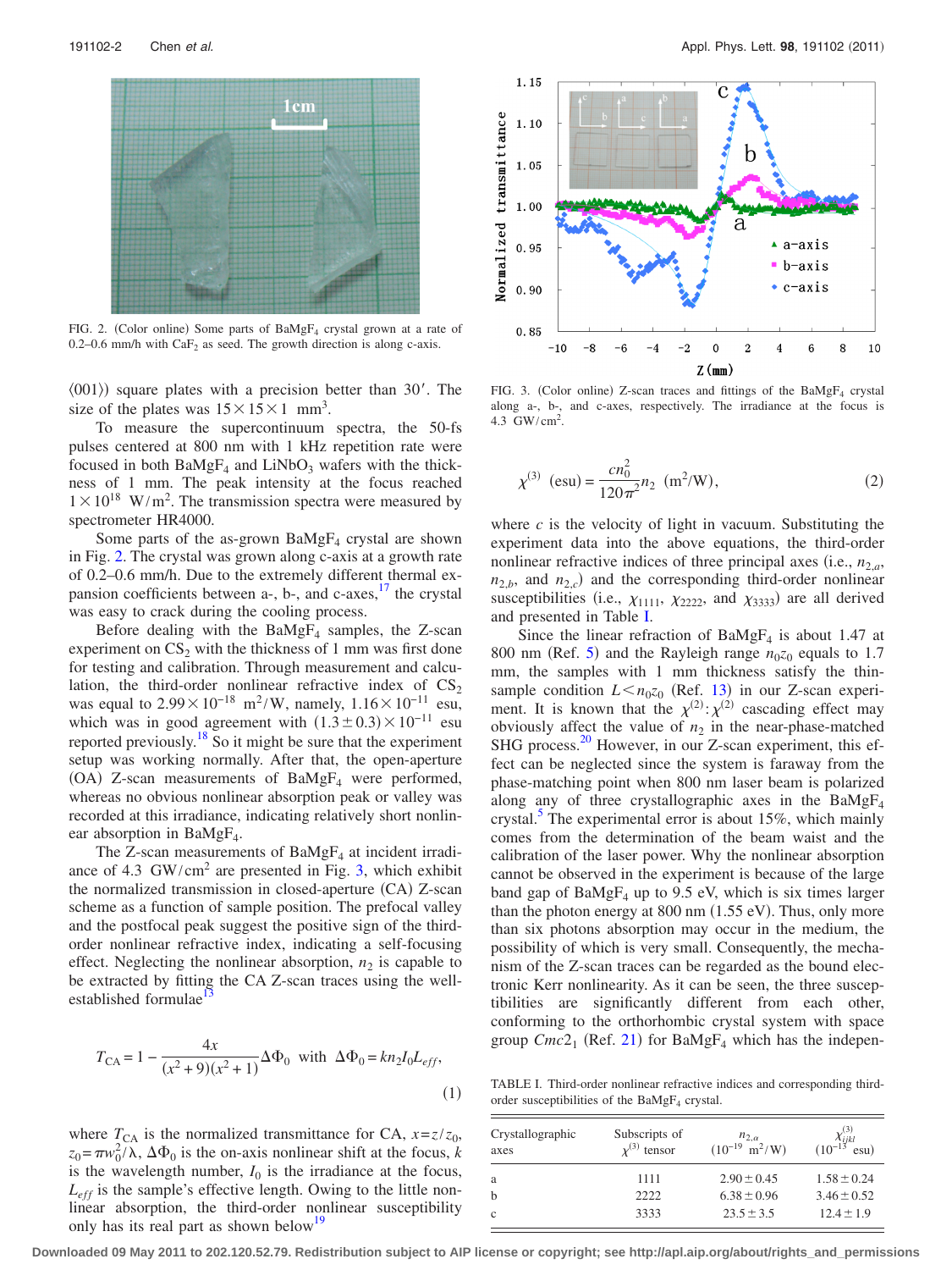FIG. 2. (Color online) Some parts of $BaMgF_4$ crystal grown at a rate of 0.2–0.6 mm/h with $CaF_2$ as seed. The growth direction is along c-axis.

⟨001⟩) square plates with a precision better than 30′. The size of the plates was $15\times15\times1$ mm$^3$.

To measure the supercontinuum spectra, the 50-fs pulses centered at 800 nm with 1 kHz repetition rate were focused in both $BaMgF_4$ and $LiNbO_3$ wafers with the thickness of 1 mm. The peak intensity at the focus reached $1\times10^{18}$ W/m$^2$. The transmission spectra were measured by spectrometer HR4000.

Some parts of the as-grown $BaMgF_4$ crystal are shown in Fig. 2. The crystal was grown along c-axis at a growth rate of 0.2–0.6 mm/h. Due to the extremely different thermal expansion coefficients between a-, b-, and c-axes,[17] the crystal was easy to crack during the cooling process.

Before dealing with the $BaMgF_4$ samples, the Z-scan experiment on $CS_2$ with the thickness of 1 mm was first done for testing and calibration. Through measurement and calculation, the third-order nonlinear refractive index of $CS_2$ was equal to $2.99\times10^{-18}$ m$^2$/W, namely, $1.16\times10^{-11}$ esu, which was in good agreement with $(1.3\pm0.3)\times10^{-11}$ esu reported previously.[18] So it might be sure that the experiment setup was working normally. After that, the open-aperture (OA) Z-scan measurements of $BaMgF_4$ were performed, whereas no obvious nonlinear absorption peak or valley was recorded at this irradiance, indicating relatively short nonlinear absorption in $BaMgF_4$.

The Z-scan measurements of $BaMgF_4$ at incident irradiance of 4.3 GW/cm$^2$ are presented in Fig. 3, which exhibit the normalized transmission in closed-aperture (CA) Z-scan scheme as a function of sample position. The prefocal valley and the postfocal peak suggest the positive sign of the third-order nonlinear refractive index, indicating a self-focusing effect. Neglecting the nonlinear absorption, $n_2$ is capable to be extracted by fitting the CA Z-scan traces using the well-established formulae[13]

$$T_{\mathrm{CA}} = 1 - \frac{4x}{(x^2+9)(x^2+1)}\Delta\Phi_0 \quad \text{with} \quad \Delta\Phi_0 = kn_2I_0L_{eff}, \tag{1}$$

where $T_{\mathrm{CA}}$ is the normalized transmittance for CA, $x=z/z_0$, $z_0=\pi w_0^2/\lambda$, $\Delta\Phi_0$ is the on-axis nonlinear shift at the focus, $k$ is the wavelength number, $I_0$ is the irradiance at the focus, $L_{eff}$ is the sample's effective length. Owing to the little nonlinear absorption, the third-order nonlinear susceptibility only has its real part as shown below[19]

FIG. 3. (Color online) Z-scan traces and fittings of the $BaMgF_4$ crystal along a-, b-, and c-axes, respectively. The irradiance at the focus is 4.3 GW/cm$^2$.

$$\chi^{(3)}\ (\mathrm{esu}) = \frac{cn_0^2}{120\pi^2}n_2\ (\mathrm{m^2/W}), \tag{2}$$

where $c$ is the velocity of light in vacuum. Substituting the experiment data into the above equations, the third-order nonlinear refractive indices of three principal axes (i.e., $n_{2,a}$, $n_{2,b}$, and $n_{2,c}$) and the corresponding third-order nonlinear susceptibilities (i.e., $\chi_{1111}$, $\chi_{2222}$, and $\chi_{3333}$) are all derived and presented in Table I.

Since the linear refraction of $BaMgF_4$ is about 1.47 at 800 nm (Ref. 5) and the Rayleigh range $n_0z_0$ equals to 1.7 mm, the samples with 1 mm thickness satisfy the thin-sample condition $L<n_0z_0$ (Ref. 13) in our Z-scan experiment. It is known that the $\chi^{(2)}:\chi^{(2)}$ cascading effect may obviously affect the value of $n_2$ in the near-phase-matched SHG process.[20] However, in our Z-scan experiment, this effect can be neglected since the system is faraway from the phase-matching point when 800 nm laser beam is polarized along any of three crystallographic axes in the $BaMgF_4$ crystal.[5] The experimental error is about 15%, which mainly comes from the determination of the beam waist and the calibration of the laser power. Why the nonlinear absorption cannot be observed in the experiment is because of the large band gap of $BaMgF_4$ up to 9.5 eV, which is six times larger than the photon energy at 800 nm (1.55 eV). Thus, only more than six photons absorption may occur in the medium, the possibility of which is very small. Consequently, the mechanism of the Z-scan traces can be regarded as the bound electronic Kerr nonlinearity. As it can be seen, the three susceptibilities are significantly different from each other, conforming to the orthorhombic crystal system with space group $Cmc2_1$ (Ref. 21) for $BaMgF_4$ which has the indepen-

TABLE I. Third-order nonlinear refractive indices and corresponding third-order susceptibilities of the $BaMgF_4$ crystal.

| Crystallographic axes | Subscripts of $\chi^{(3)}$ tensor | $n_{2,\alpha}$ ($10^{-19}$ m$^2$/W) | $\chi^{(3)}_{ijkl}$ ($10^{-13}$ esu) |
|---|---|---|---|
| a | 1111 | $2.90\pm0.45$ | $1.58\pm0.24$ |
| b | 2222 | $6.38\pm0.96$ | $3.46\pm0.52$ |
| c | 3333 | $23.5\pm3.5$ | $12.4\pm1.9$ |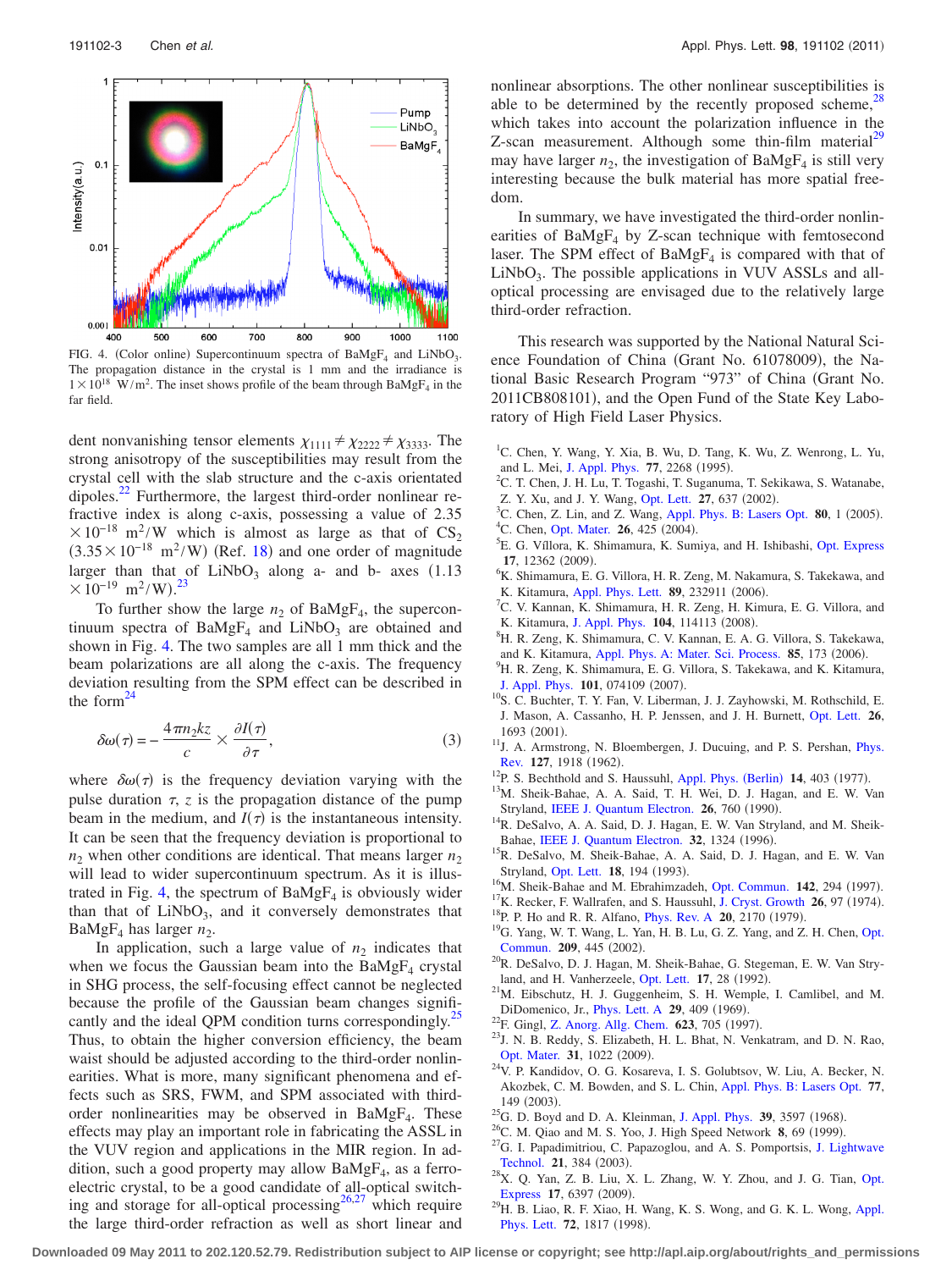Intensity(a.u.)

1

0.1

0.01

0.001

400 500 600 700 800 900 1000 1100

Pump

$LiNbO_3$

$BaMgF_4$

FIG. 4. (Color online) Supercontinuum spectra of $BaMgF_4$ and $LiNbO_3$. The propagation distance in the crystal is 1 mm and the irradiance is $1\times10^{18}$ W/m$^2$. The inset shows profile of the beam through $BaMgF_4$ in the far field.

dent nonvanishing tensor elements $\chi_{1111}\neq\chi_{2222}\neq\chi_{3333}$. The strong anisotropy of the susceptibilities may result from the crystal cell with the slab structure and the c-axis orientated dipoles.[22] Furthermore, the largest third-order nonlinear refractive index is along c-axis, possessing a value of 2.35 $\times10^{-18}$ m$^2$/W which is almost as large as that of $CS_2$ ($3.35\times10^{-18}$ m$^2$/W) (Ref. 18) and one order of magnitude larger than that of $LiNbO_3$ along a- and b- axes ($1.13\times10^{-19}$ m$^2$/W).[23]

To further show the large $n_2$ of $BaMgF_4$, the supercontinuum spectra of $BaMgF_4$ and $LiNbO_3$ are obtained and shown in Fig. 4. The two samples are all 1 mm thick and the beam polarizations are all along the c-axis. The frequency deviation resulting from the SPM effect can be described in the form[24]

$$\delta\omega(\tau) = -\frac{4\pi n_2 kz}{c}\times\frac{\partial I(\tau)}{\partial\tau}, \tag{3}$$

where $\delta\omega(\tau)$ is the frequency deviation varying with the pulse duration $\tau$, $z$ is the propagation distance of the pump beam in the medium, and $I(\tau)$ is the instantaneous intensity. It can be seen that the frequency deviation is proportional to $n_2$ when other conditions are identical. That means larger $n_2$ will lead to wider supercontinuum spectrum. As it is illustrated in Fig. 4, the spectrum of $BaMgF_4$ is obviously wider than that of $LiNbO_3$, and it conversely demonstrates that $BaMgF_4$ has larger $n_2$.

In application, such a large value of $n_2$ indicates that when we focus the Gaussian beam into the $BaMgF_4$ crystal in SHG process, the self-focusing effect cannot be neglected because the profile of the Gaussian beam changes significantly and the ideal QPM condition turns correspondingly.[25] Thus, to obtain the higher conversion efficiency, the beam waist should be adjusted according to the third-order nonlinearities. What is more, many significant phenomena and effects such as SRS, FWM, and SPM associated with third-order nonlinearities may be observed in $BaMgF_4$. These effects may play an important role in fabricating the ASSL in the VUV region and applications in the MIR region. In addition, such a good property may allow $BaMgF_4$, as a ferroelectric crystal, to be a good candidate of all-optical switching and storage for all-optical processing[26,27] which require the large third-order refraction as well as short linear and nonlinear absorptions. The other nonlinear susceptibilities is able to be determined by the recently proposed scheme,[28] which takes into account the polarization influence in the Z-scan measurement. Although some thin-film material[29] may have larger $n_2$, the investigation of $BaMgF_4$ is still very interesting because the bulk material has more spatial freedom.

In summary, we have investigated the third-order nonlinearities of $BaMgF_4$ by Z-scan technique with femtosecond laser. The SPM effect of $BaMgF_4$ is compared with that of $LiNbO_3$. The possible applications in VUV ASSLs and all-optical processing are envisaged due to the relatively large third-order refraction.

This research was supported by the National Natural Science Foundation of China (Grant No. 61078009), the National Basic Research Program "973" of China (Grant No. 2011CB808101), and the Open Fund of the State Key Laboratory of High Field Laser Physics.

[1] C. Chen, Y. Wang, Y. Xia, B. Wu, D. Tang, K. Wu, Z. Wenrong, L. Yu, and L. Mei, J. Appl. Phys. 77, 2268 (1995).
[2] C. T. Chen, J. H. Lu, T. Togashi, T. Suganuma, T. Sekikawa, S. Watanabe, Z. Y. Xu, and J. Y. Wang, Opt. Lett. 27, 637 (2002).
[3] C. Chen, Z. Lin, and Z. Wang, Appl. Phys. B: Lasers Opt. 80, 1 (2005).
[4] C. Chen, Opt. Mater. 26, 425 (2004).
[5] E. G. Víllora, K. Shimamura, K. Sumiya, and H. Ishibashi, Opt. Express 17, 12362 (2009).
[6] K. Shimamura, E. G. Villora, H. R. Zeng, M. Nakamura, S. Takekawa, and K. Kitamura, Appl. Phys. Lett. 89, 232911 (2006).
[7] C. V. Kannan, K. Shimamura, H. R. Zeng, H. Kimura, E. G. Villora, and K. Kitamura, J. Appl. Phys. 104, 114113 (2008).
[8] H. R. Zeng, K. Shimamura, C. V. Kannan, E. A. G. Villora, S. Takekawa, and K. Kitamura, Appl. Phys. A: Mater. Sci. Process. 85, 173 (2006).
[9] H. R. Zeng, K. Shimamura, E. G. Villora, S. Takekawa, and K. Kitamura, J. Appl. Phys. 101, 074109 (2007).
[10] S. C. Buchter, T. Y. Fan, V. Liberman, J. J. Zayhowski, M. Rothschild, E. J. Mason, A. Cassanho, H. P. Jenssen, and J. H. Burnett, Opt. Lett. 26, 1693 (2001).
[11] J. A. Armstrong, N. Bloembergen, J. Ducuing, and P. S. Pershan, Phys. Rev. 127, 1918 (1962).
[12] P. S. Bechthold and S. Haussuhl, Appl. Phys. (Berlin) 14, 403 (1977).
[13] M. Sheik-Bahae, A. A. Said, T. H. Wei, D. J. Hagan, and E. W. Van Stryland, IEEE J. Quantum Electron. 26, 760 (1990).
[14] R. DeSalvo, A. A. Said, D. J. Hagan, E. W. Van Stryland, and M. Sheik-Bahae, IEEE J. Quantum Electron. 32, 1324 (1996).
[15] R. DeSalvo, M. Sheik-Bahae, A. A. Said, D. J. Hagan, and E. W. Van Stryland, Opt. Lett. 18, 194 (1993).
[16] M. Sheik-Bahae and M. Ebrahimzadeh, Opt. Commun. 142, 294 (1997).
[17] K. Recker, F. Wallrafen, and S. Haussuhl, J. Cryst. Growth 26, 97 (1974).
[18] P. P. Ho and R. R. Alfano, Phys. Rev. A 20, 2170 (1979).
[19] G. Yang, W. T. Wang, L. Yan, H. B. Lu, G. Z. Yang, and Z. H. Chen, Opt. Commun. 209, 445 (2002).
[20] R. DeSalvo, D. J. Hagan, M. Sheik-Bahae, G. Stegeman, E. W. Van Stryland, and H. Vanherzeele, Opt. Lett. 17, 28 (1992).
[21] M. Eibschutz, H. J. Guggenheim, S. H. Wemple, I. Camlibel, and M. DiDomenico, Jr., Phys. Lett. A 29, 409 (1969).
[22] F. Gingl, Z. Anorg. Allg. Chem. 623, 705 (1997).
[23] J. N. B. Reddy, S. Elizabeth, H. L. Bhat, N. Venkatram, and D. N. Rao, Opt. Mater. 31, 1022 (2009).
[24] V. P. Kandidov, O. G. Kosareva, I. S. Golubtsov, W. Liu, A. Becker, N. Akozbek, C. M. Bowden, and S. L. Chin, Appl. Phys. B: Lasers Opt. 77, 149 (2003).
[25] G. D. Boyd and D. A. Kleinman, J. Appl. Phys. 39, 3597 (1968).
[26] C. M. Qiao and M. S. Yoo, J. High Speed Network 8, 69 (1999).
[27] G. I. Papadimitriou, C. Papazoglou, and A. S. Pomportsis, J. Lightwave Technol. 21, 384 (2003).
[28] X. Q. Yan, Z. B. Liu, X. L. Zhang, W. Y. Zhou, and J. G. Tian, Opt. Express 17, 6397 (2009).
[29] H. B. Liao, R. F. Xiao, H. Wang, K. S. Wong, and G. K. L. Wong, Appl. Phys. Lett. 72, 1817 (1998).